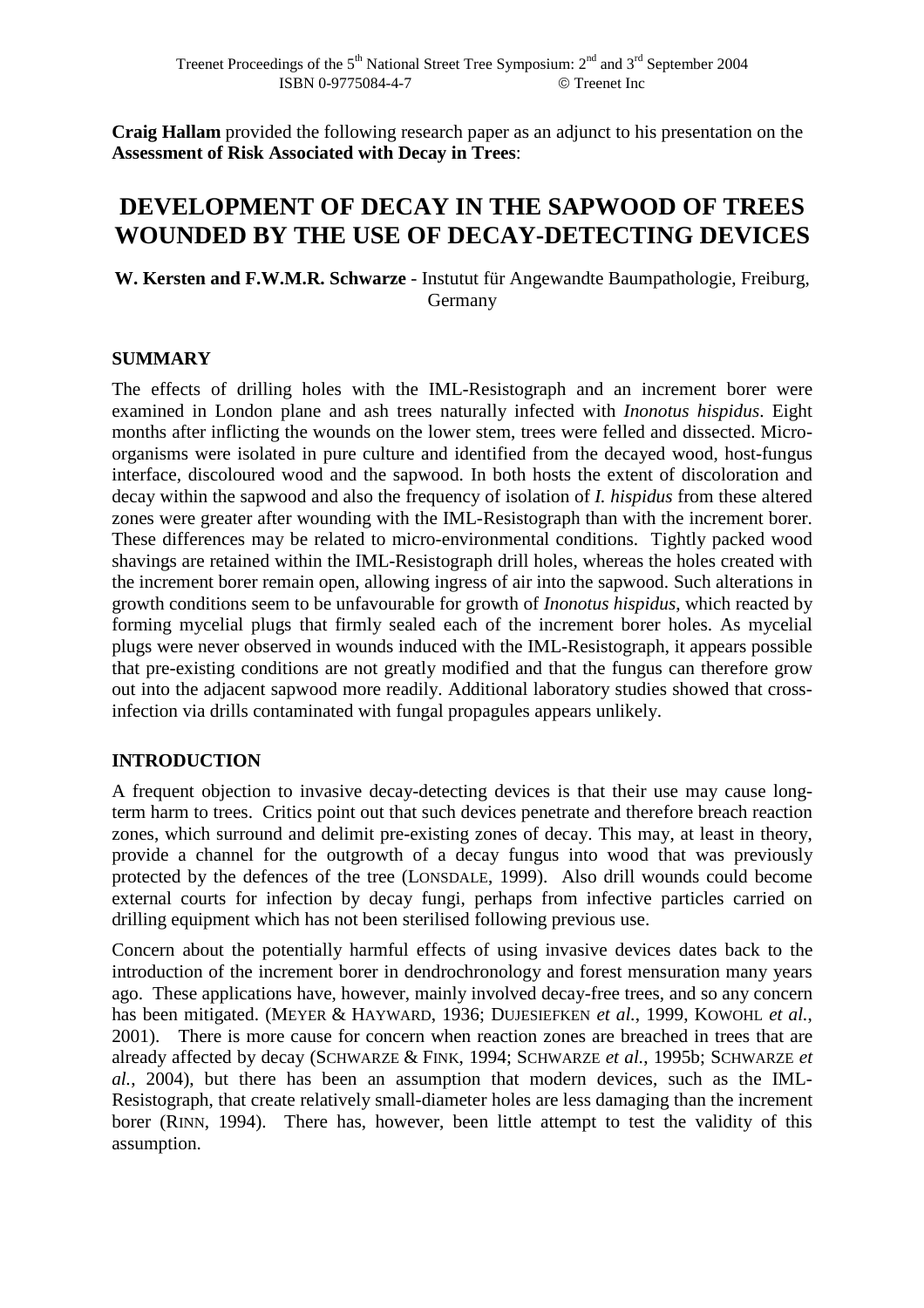**Craig Hallam** provided the following research paper as an adjunct to his presentation on the **Assessment of Risk Associated with Decay in Trees**:

# DEVELOPMENT OF DECAY IN THE SAPWOOD OF TREES WOUNDED BY THE USE OF DECAY-DETECTING DEVICES

**W. Kersten and F.W.M.R. Schwarze** - Instutut für Angewandte Baumpathologie, Freiburg, Germany

## SUMMARY

The effects of drilling holes with the IML-Resistograph and an increment borer were examined in London plane and ash trees naturally infected with *Inonotus hispidus*. Eight months after inflicting the wounds on the lower stem, trees were felled and dissected. Micro-organisms were isolated in pure culture and identified from the decayed wood, host-fungus interface, discoloured wood and the sapwood. In both hosts the extent of discoloration and decay within the sapwood and also the frequency of isolation of *I. hispidus* from these altered zones were greater after wounding with the IML-Resistograph than with the increment borer. These differences may be related to micro-environmental conditions. Tightly packed wood shavings are retained within the IML-Resistograph drill holes, whereas the holes created with the increment borer remain open, allowing ingress of air into the sapwood. Such alterations in growth conditions seem to be unfavourable for growth of *Inonotus hispidus*, which reacted by forming mycelial plugs that firmly sealed each of the increment borer holes. As mycelial plugs were never observed in wounds induced with the IML-Resistograph, it appears possible that pre-existing conditions are not greatly modified and that the fungus can therefore grow out into the adjacent sapwood more readily. Additional laboratory studies showed that cross-infection via drills contaminated with fungal propagules appears unlikely.

## INTRODUCTION

A frequent objection to invasive decay-detecting devices is that their use may cause long-term harm to trees. Critics point out that such devices penetrate and therefore breach reaction zones, which surround and delimit pre-existing zones of decay. This may, at least in theory, provide a channel for the outgrowth of a decay fungus into wood that was previously protected by the defences of the tree (LONSDALE, 1999). Also drill wounds could become external courts for infection by decay fungi, perhaps from infective particles carried on drilling equipment which has not been sterilised following previous use.

Concern about the potentially harmful effects of using invasive devices dates back to the introduction of the increment borer in dendrochronology and forest mensuration many years ago. These applications have, however, mainly involved decay-free trees, and so any concern has been mitigated. (MEYER & HAYWARD, 1936; DUJESIEFKEN *et al.*, 1999, KOWOHL *et al.*, 2001). There is more cause for concern when reaction zones are breached in trees that are already affected by decay (SCHWARZE & FINK, 1994; SCHWARZE *et al.*, 1995b; SCHWARZE *et al.*, 2004), but there has been an assumption that modern devices, such as the IML-Resistograph, that create relatively small-diameter holes are less damaging than the increment borer (RINN, 1994). There has, however, been little attempt to test the validity of this assumption.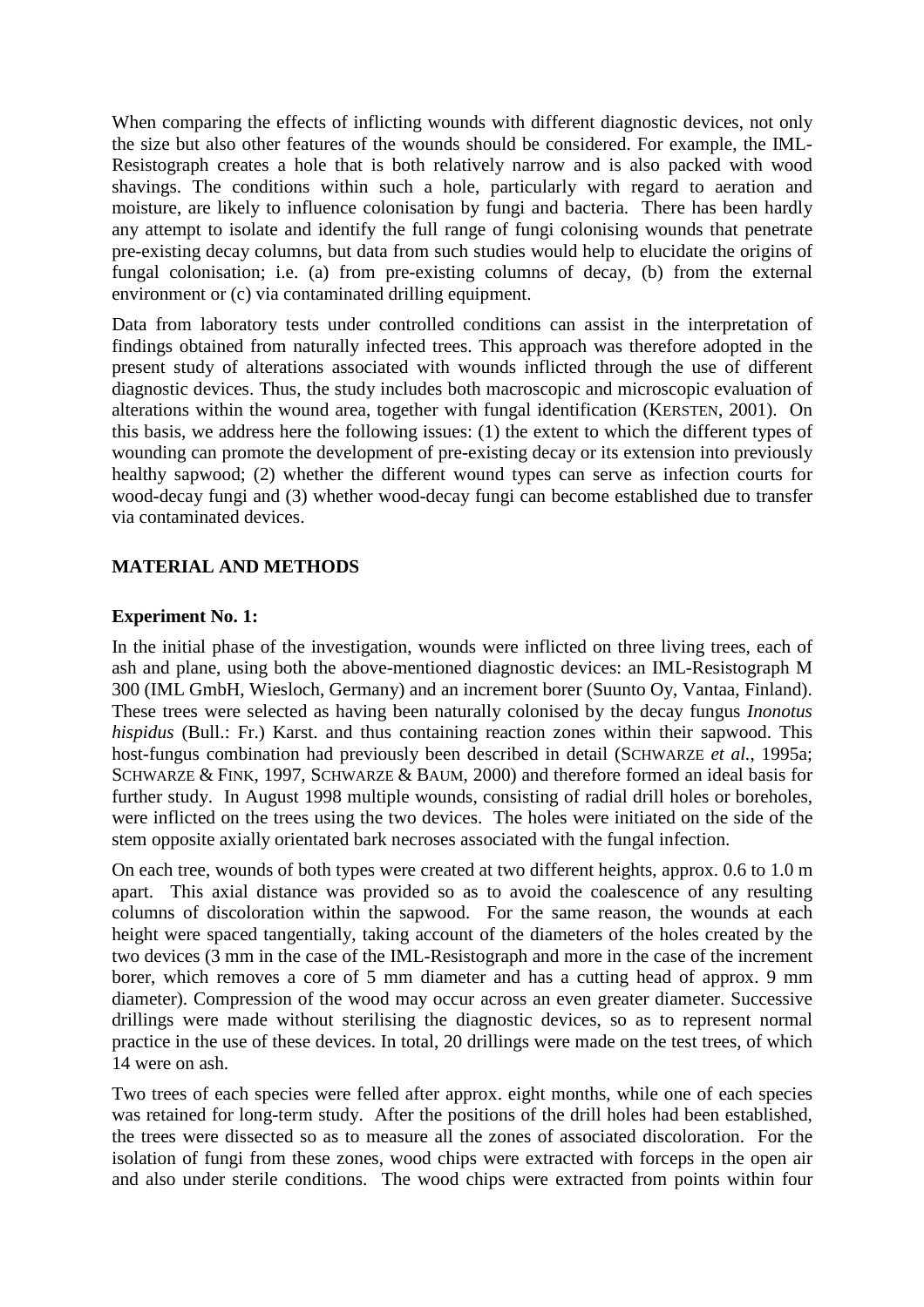When comparing the effects of inflicting wounds with different diagnostic devices, not only the size but also other features of the wounds should be considered. For example, the IML-Resistograph creates a hole that is both relatively narrow and is also packed with wood shavings. The conditions within such a hole, particularly with regard to aeration and moisture, are likely to influence colonisation by fungi and bacteria. There has been hardly any attempt to isolate and identify the full range of fungi colonising wounds that penetrate pre-existing decay columns, but data from such studies would help to elucidate the origins of fungal colonisation; i.e. (a) from pre-existing columns of decay, (b) from the external environment or (c) via contaminated drilling equipment.

Data from laboratory tests under controlled conditions can assist in the interpretation of findings obtained from naturally infected trees. This approach was therefore adopted in the present study of alterations associated with wounds inflicted through the use of different diagnostic devices. Thus, the study includes both macroscopic and microscopic evaluation of alterations within the wound area, together with fungal identification (KERSTEN, 2001). On this basis, we address here the following issues: (1) the extent to which the different types of wounding can promote the development of pre-existing decay or its extension into previously healthy sapwood; (2) whether the different wound types can serve as infection courts for wood-decay fungi and (3) whether wood-decay fungi can become established due to transfer via contaminated devices.

## MATERIAL AND METHODS

### Experiment No. 1:

In the initial phase of the investigation, wounds were inflicted on three living trees, each of ash and plane, using both the above-mentioned diagnostic devices: an IML-Resistograph M 300 (IML GmbH, Wiesloch, Germany) and an increment borer (Suunto Oy, Vantaa, Finland). These trees were selected as having been naturally colonised by the decay fungus *Inonotus hispidus* (Bull.: Fr.) Karst. and thus containing reaction zones within their sapwood. This host-fungus combination had previously been described in detail (SCHWARZE *et al.*, 1995a; SCHWARZE & FINK, 1997, SCHWARZE & BAUM, 2000) and therefore formed an ideal basis for further study. In August 1998 multiple wounds, consisting of radial drill holes or boreholes, were inflicted on the trees using the two devices. The holes were initiated on the side of the stem opposite axially orientated bark necroses associated with the fungal infection.

On each tree, wounds of both types were created at two different heights, approx. 0.6 to 1.0 m apart. This axial distance was provided so as to avoid the coalescence of any resulting columns of discoloration within the sapwood. For the same reason, the wounds at each height were spaced tangentially, taking account of the diameters of the holes created by the two devices (3 mm in the case of the IML-Resistograph and more in the case of the increment borer, which removes a core of 5 mm diameter and has a cutting head of approx. 9 mm diameter). Compression of the wood may occur across an even greater diameter. Successive drillings were made without sterilising the diagnostic devices, so as to represent normal practice in the use of these devices. In total, 20 drillings were made on the test trees, of which 14 were on ash.

Two trees of each species were felled after approx. eight months, while one of each species was retained for long-term study. After the positions of the drill holes had been established, the trees were dissected so as to measure all the zones of associated discoloration. For the isolation of fungi from these zones, wood chips were extracted with forceps in the open air and also under sterile conditions. The wood chips were extracted from points within four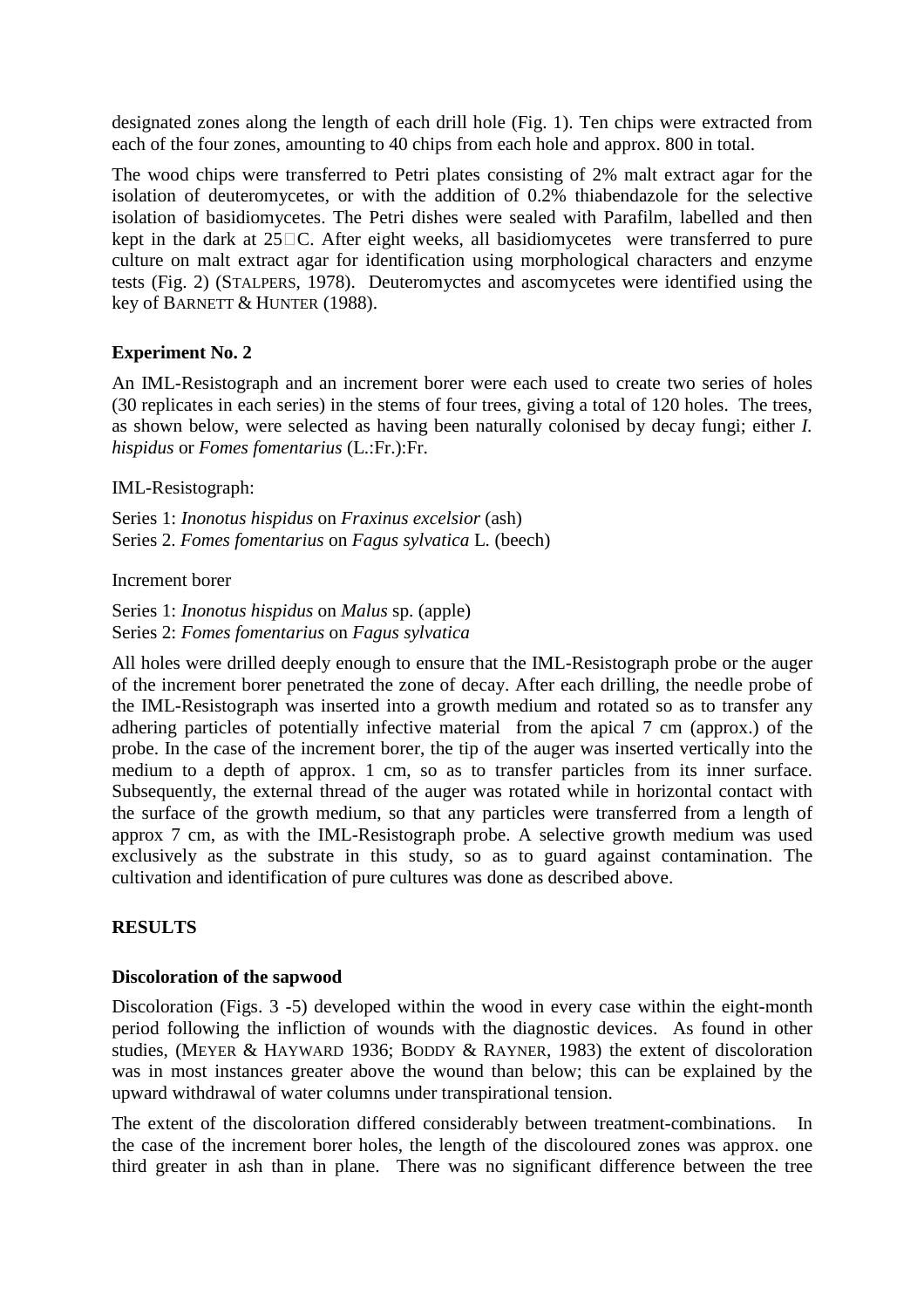designated zones along the length of each drill hole (Fig. 1). Ten chips were extracted from each of the four zones, amounting to 40 chips from each hole and approx. 800 in total.

The wood chips were transferred to Petri plates consisting of 2% malt extract agar for the isolation of deuteromycetes, or with the addition of 0.2% thiabendazole for the selective isolation of basidiomycetes. The Petri dishes were sealed with Parafilm, labelled and then kept in the dark at 25□C. After eight weeks, all basidiomycetes were transferred to pure culture on malt extract agar for identification using morphological characters and enzyme tests (Fig. 2) (STALPERS, 1978). Deuteromyctes and ascomycetes were identified using the key of BARNETT & HUNTER (1988).

**Experiment No. 2**

An IML-Resistograph and an increment borer were each used to create two series of holes (30 replicates in each series) in the stems of four trees, giving a total of 120 holes. The trees, as shown below, were selected as having been naturally colonised by decay fungi; either *I. hispidus* or *Fomes fomentarius* (L.:Fr.):Fr.

IML-Resistograph:

Series 1: *Inonotus hispidus* on *Fraxinus excelsior* (ash)
Series 2. *Fomes fomentarius* on *Fagus sylvatica* L. (beech)

Increment borer

Series 1: *Inonotus hispidus* on *Malus* sp. (apple)
Series 2: *Fomes fomentarius* on *Fagus sylvatica*

All holes were drilled deeply enough to ensure that the IML-Resistograph probe or the auger of the increment borer penetrated the zone of decay. After each drilling, the needle probe of the IML-Resistograph was inserted into a growth medium and rotated so as to transfer any adhering particles of potentially infective material from the apical 7 cm (approx.) of the probe. In the case of the increment borer, the tip of the auger was inserted vertically into the medium to a depth of approx. 1 cm, so as to transfer particles from its inner surface. Subsequently, the external thread of the auger was rotated while in horizontal contact with the surface of the growth medium, so that any particles were transferred from a length of approx 7 cm, as with the IML-Resistograph probe. A selective growth medium was used exclusively as the substrate in this study, so as to guard against contamination. The cultivation and identification of pure cultures was done as described above.

## RESULTS

**Discoloration of the sapwood**

Discoloration (Figs. 3 -5) developed within the wood in every case within the eight-month period following the infliction of wounds with the diagnostic devices. As found in other studies, (MEYER & HAYWARD 1936; BODDY & RAYNER, 1983) the extent of discoloration was in most instances greater above the wound than below; this can be explained by the upward withdrawal of water columns under transpirational tension.

The extent of the discoloration differed considerably between treatment-combinations. In the case of the increment borer holes, the length of the discoloured zones was approx. one third greater in ash than in plane. There was no significant difference between the tree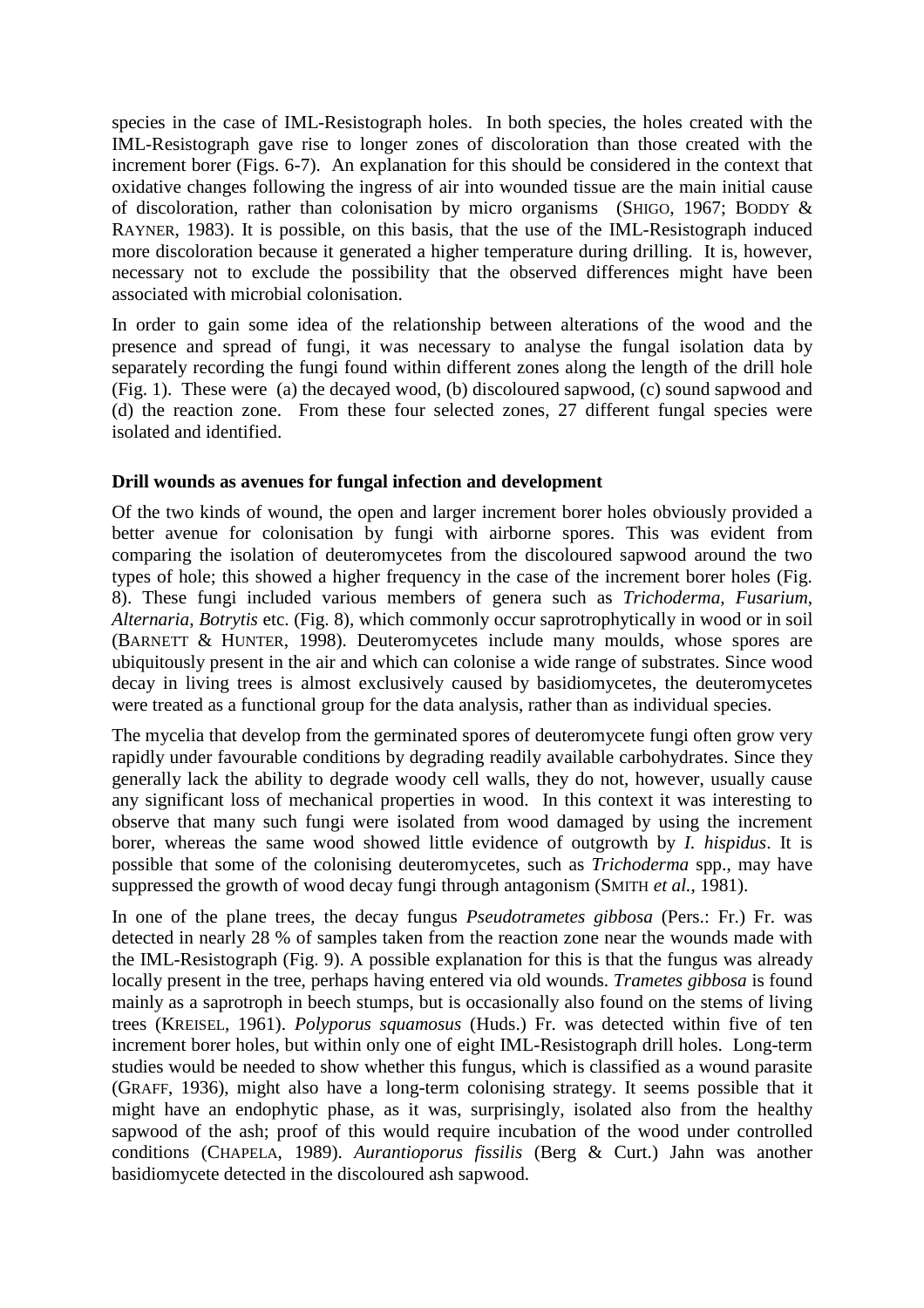species in the case of IML-Resistograph holes. In both species, the holes created with the IML-Resistograph gave rise to longer zones of discoloration than those created with the increment borer (Figs. 6-7). An explanation for this should be considered in the context that oxidative changes following the ingress of air into wounded tissue are the main initial cause of discoloration, rather than colonisation by micro organisms (SHIGO, 1967; BODDY & RAYNER, 1983). It is possible, on this basis, that the use of the IML-Resistograph induced more discoloration because it generated a higher temperature during drilling. It is, however, necessary not to exclude the possibility that the observed differences might have been associated with microbial colonisation.

In order to gain some idea of the relationship between alterations of the wood and the presence and spread of fungi, it was necessary to analyse the fungal isolation data by separately recording the fungi found within different zones along the length of the drill hole (Fig. 1). These were (a) the decayed wood, (b) discoloured sapwood, (c) sound sapwood and (d) the reaction zone. From these four selected zones, 27 different fungal species were isolated and identified.

**Drill wounds as avenues for fungal infection and development**

Of the two kinds of wound, the open and larger increment borer holes obviously provided a better avenue for colonisation by fungi with airborne spores. This was evident from comparing the isolation of deuteromycetes from the discoloured sapwood around the two types of hole; this showed a higher frequency in the case of the increment borer holes (Fig. 8). These fungi included various members of genera such as *Trichoderma*, *Fusarium*, *Alternaria*, *Botrytis* etc. (Fig. 8), which commonly occur saprotrophytically in wood or in soil (BARNETT & HUNTER, 1998). Deuteromycetes include many moulds, whose spores are ubiquitously present in the air and which can colonise a wide range of substrates. Since wood decay in living trees is almost exclusively caused by basidiomycetes, the deuteromycetes were treated as a functional group for the data analysis, rather than as individual species.

The mycelia that develop from the germinated spores of deuteromycete fungi often grow very rapidly under favourable conditions by degrading readily available carbohydrates. Since they generally lack the ability to degrade woody cell walls, they do not, however, usually cause any significant loss of mechanical properties in wood. In this context it was interesting to observe that many such fungi were isolated from wood damaged by using the increment borer, whereas the same wood showed little evidence of outgrowth by *I. hispidus*. It is possible that some of the colonising deuteromycetes, such as *Trichoderma* spp., may have suppressed the growth of wood decay fungi through antagonism (SMITH *et al.*, 1981).

In one of the plane trees, the decay fungus *Pseudotrametes gibbosa* (Pers.: Fr.) Fr. was detected in nearly 28 % of samples taken from the reaction zone near the wounds made with the IML-Resistograph (Fig. 9). A possible explanation for this is that the fungus was already locally present in the tree, perhaps having entered via old wounds. *Trametes gibbosa* is found mainly as a saprotroph in beech stumps, but is occasionally also found on the stems of living trees (KREISEL, 1961). *Polyporus squamosus* (Huds.) Fr. was detected within five of ten increment borer holes, but within only one of eight IML-Resistograph drill holes. Long-term studies would be needed to show whether this fungus, which is classified as a wound parasite (GRAFF, 1936), might also have a long-term colonising strategy. It seems possible that it might have an endophytic phase, as it was, surprisingly, isolated also from the healthy sapwood of the ash; proof of this would require incubation of the wood under controlled conditions (CHAPELA, 1989). *Aurantioporus fissilis* (Berg & Curt.) Jahn was another basidiomycete detected in the discoloured ash sapwood.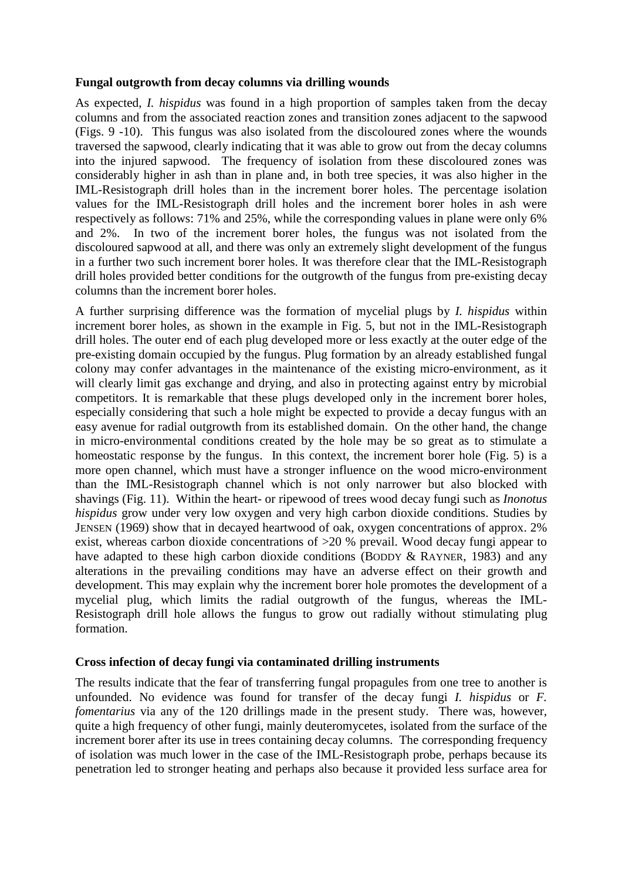**Fungal outgrowth from decay columns via drilling wounds**

As expected, *I. hispidus* was found in a high proportion of samples taken from the decay columns and from the associated reaction zones and transition zones adjacent to the sapwood (Figs. 9 -10). This fungus was also isolated from the discoloured zones where the wounds traversed the sapwood, clearly indicating that it was able to grow out from the decay columns into the injured sapwood. The frequency of isolation from these discoloured zones was considerably higher in ash than in plane and, in both tree species, it was also higher in the IML-Resistograph drill holes than in the increment borer holes. The percentage isolation values for the IML-Resistograph drill holes and the increment borer holes in ash were respectively as follows: 71% and 25%, while the corresponding values in plane were only 6% and 2%. In two of the increment borer holes, the fungus was not isolated from the discoloured sapwood at all, and there was only an extremely slight development of the fungus in a further two such increment borer holes. It was therefore clear that the IML-Resistograph drill holes provided better conditions for the outgrowth of the fungus from pre-existing decay columns than the increment borer holes.

A further surprising difference was the formation of mycelial plugs by *I. hispidus* within increment borer holes, as shown in the example in Fig. 5, but not in the IML-Resistograph drill holes. The outer end of each plug developed more or less exactly at the outer edge of the pre-existing domain occupied by the fungus. Plug formation by an already established fungal colony may confer advantages in the maintenance of the existing micro-environment, as it will clearly limit gas exchange and drying, and also in protecting against entry by microbial competitors. It is remarkable that these plugs developed only in the increment borer holes, especially considering that such a hole might be expected to provide a decay fungus with an easy avenue for radial outgrowth from its established domain. On the other hand, the change in micro-environmental conditions created by the hole may be so great as to stimulate a homeostatic response by the fungus. In this context, the increment borer hole (Fig. 5) is a more open channel, which must have a stronger influence on the wood micro-environment than the IML-Resistograph channel which is not only narrower but also blocked with shavings (Fig. 11). Within the heart- or ripewood of trees wood decay fungi such as *Inonotus hispidus* grow under very low oxygen and very high carbon dioxide conditions. Studies by JENSEN (1969) show that in decayed heartwood of oak, oxygen concentrations of approx. 2% exist, whereas carbon dioxide concentrations of >20 % prevail. Wood decay fungi appear to have adapted to these high carbon dioxide conditions (BODDY & RAYNER, 1983) and any alterations in the prevailing conditions may have an adverse effect on their growth and development. This may explain why the increment borer hole promotes the development of a mycelial plug, which limits the radial outgrowth of the fungus, whereas the IML-Resistograph drill hole allows the fungus to grow out radially without stimulating plug formation.

**Cross infection of decay fungi via contaminated drilling instruments**

The results indicate that the fear of transferring fungal propagules from one tree to another is unfounded. No evidence was found for transfer of the decay fungi *I. hispidus* or *F. fomentarius* via any of the 120 drillings made in the present study. There was, however, quite a high frequency of other fungi, mainly deuteromycetes, isolated from the surface of the increment borer after its use in trees containing decay columns. The corresponding frequency of isolation was much lower in the case of the IML-Resistograph probe, perhaps because its penetration led to stronger heating and perhaps also because it provided less surface area for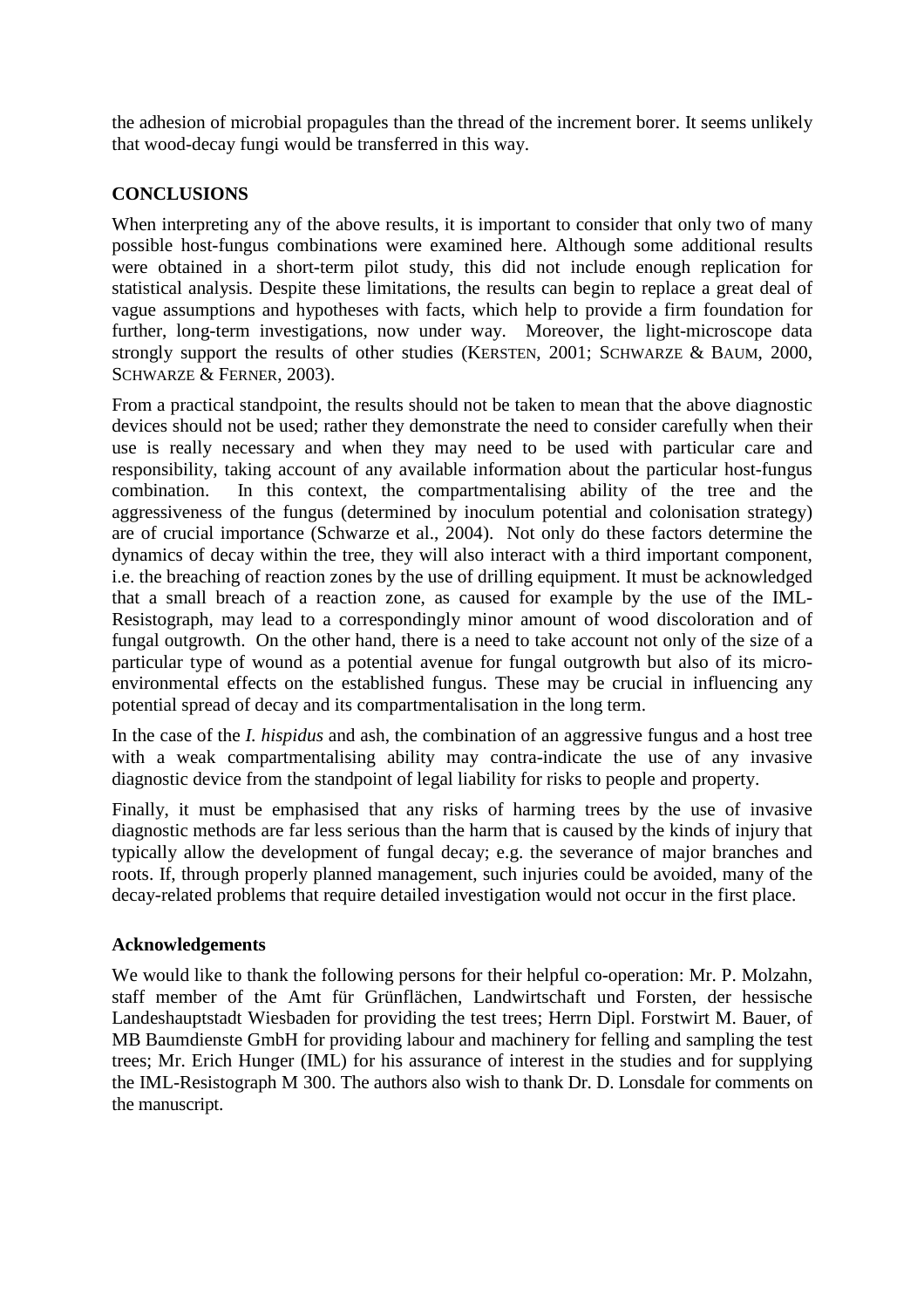the adhesion of microbial propagules than the thread of the increment borer. It seems unlikely that wood-decay fungi would be transferred in this way.

## CONCLUSIONS

When interpreting any of the above results, it is important to consider that only two of many possible host-fungus combinations were examined here. Although some additional results were obtained in a short-term pilot study, this did not include enough replication for statistical analysis. Despite these limitations, the results can begin to replace a great deal of vague assumptions and hypotheses with facts, which help to provide a firm foundation for further, long-term investigations, now under way. Moreover, the light-microscope data strongly support the results of other studies (KERSTEN, 2001; SCHWARZE & BAUM, 2000, SCHWARZE & FERNER, 2003).

From a practical standpoint, the results should not be taken to mean that the above diagnostic devices should not be used; rather they demonstrate the need to consider carefully when their use is really necessary and when they may need to be used with particular care and responsibility, taking account of any available information about the particular host-fungus combination. In this context, the compartmentalising ability of the tree and the aggressiveness of the fungus (determined by inoculum potential and colonisation strategy) are of crucial importance (Schwarze et al., 2004). Not only do these factors determine the dynamics of decay within the tree, they will also interact with a third important component, i.e. the breaching of reaction zones by the use of drilling equipment. It must be acknowledged that a small breach of a reaction zone, as caused for example by the use of the IML-Resistograph, may lead to a correspondingly minor amount of wood discoloration and of fungal outgrowth. On the other hand, there is a need to take account not only of the size of a particular type of wound as a potential avenue for fungal outgrowth but also of its micro-environmental effects on the established fungus. These may be crucial in influencing any potential spread of decay and its compartmentalisation in the long term.

In the case of the *I. hispidus* and ash, the combination of an aggressive fungus and a host tree with a weak compartmentalising ability may contra-indicate the use of any invasive diagnostic device from the standpoint of legal liability for risks to people and property.

Finally, it must be emphasised that any risks of harming trees by the use of invasive diagnostic methods are far less serious than the harm that is caused by the kinds of injury that typically allow the development of fungal decay; e.g. the severance of major branches and roots. If, through properly planned management, such injuries could be avoided, many of the decay-related problems that require detailed investigation would not occur in the first place.

### Acknowledgements

We would like to thank the following persons for their helpful co-operation: Mr. P. Molzahn, staff member of the Amt für Grünflächen, Landwirtschaft und Forsten, der hessische Landeshauptstadt Wiesbaden for providing the test trees; Herrn Dipl. Forstwirt M. Bauer, of MB Baumdienste GmbH for providing labour and machinery for felling and sampling the test trees; Mr. Erich Hunger (IML) for his assurance of interest in the studies and for supplying the IML-Resistograph M 300. The authors also wish to thank Dr. D. Lonsdale for comments on the manuscript.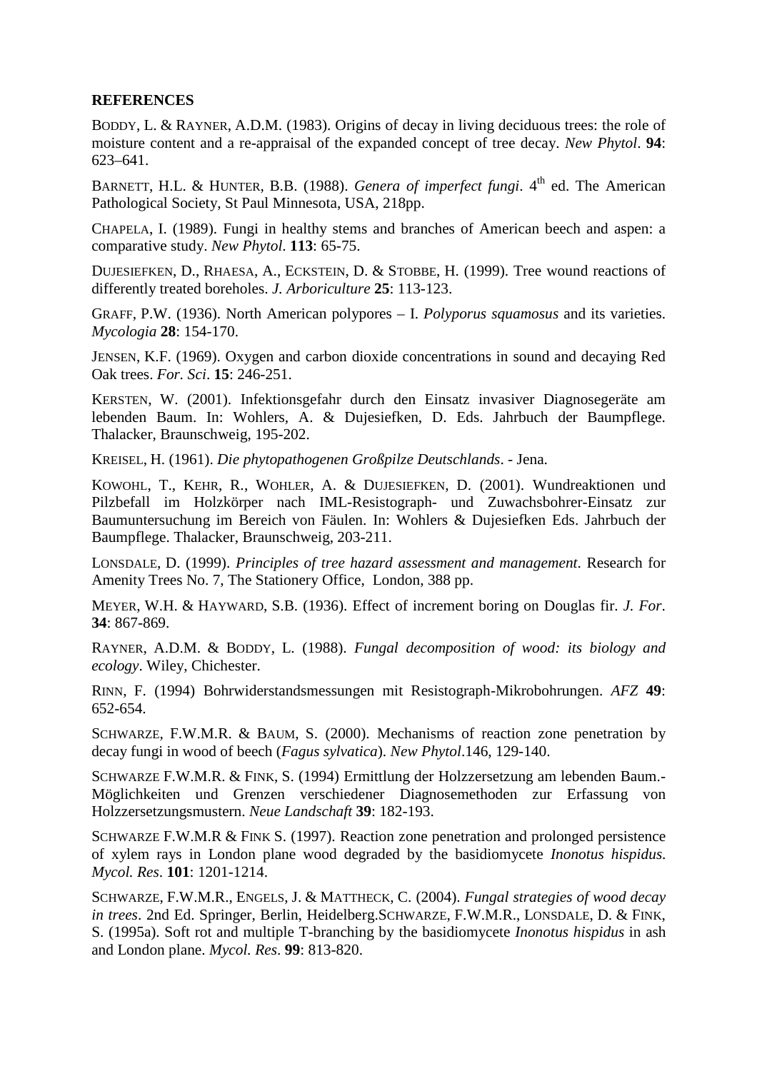**REFERENCES**

BODDY, L. & RAYNER, A.D.M. (1983). Origins of decay in living deciduous trees: the role of moisture content and a re-appraisal of the expanded concept of tree decay. *New Phytol*. **94**: 623–641.

BARNETT, H.L. & HUNTER, B.B. (1988). *Genera of imperfect fungi*. 4th ed. The American Pathological Society, St Paul Minnesota, USA, 218pp.

CHAPELA, I. (1989). Fungi in healthy stems and branches of American beech and aspen: a comparative study. *New Phytol.* **113**: 65-75.

DUJESIEFKEN, D., RHAESA, A., ECKSTEIN, D. & STOBBE, H. (1999). Tree wound reactions of differently treated boreholes. *J. Arboriculture* **25**: 113-123.

GRAFF, P.W. (1936). North American polypores – I. *Polyporus squamosus* and its varieties. *Mycologia* **28**: 154-170.

JENSEN, K.F. (1969). Oxygen and carbon dioxide concentrations in sound and decaying Red Oak trees. *For. Sci*. **15**: 246-251.

KERSTEN, W. (2001). Infektionsgefahr durch den Einsatz invasiver Diagnosegeräte am lebenden Baum. In: Wohlers, A. & Dujesiefken, D. Eds. Jahrbuch der Baumpflege. Thalacker, Braunschweig, 195-202.

KREISEL, H. (1961). *Die phytopathogenen Großpilze Deutschlands*. - Jena.

KOWOHL, T., KEHR, R., WOHLER, A. & DUJESIEFKEN, D. (2001). Wundreaktionen und Pilzbefall im Holzkörper nach IML-Resistograph- und Zuwachsbohrer-Einsatz zur Baumuntersuchung im Bereich von Fäulen. In: Wohlers & Dujesiefken Eds. Jahrbuch der Baumpflege. Thalacker, Braunschweig, 203-211.

LONSDALE, D. (1999). *Principles of tree hazard assessment and management*. Research for Amenity Trees No. 7, The Stationery Office, London, 388 pp.

MEYER, W.H. & HAYWARD, S.B. (1936). Effect of increment boring on Douglas fir. *J. For*. **34**: 867-869.

RAYNER, A.D.M. & BODDY, L. (1988). *Fungal decomposition of wood: its biology and ecology*. Wiley, Chichester.

RINN, F. (1994) Bohrwiderstandsmessungen mit Resistograph-Mikrobohrungen. *AFZ* **49**: 652-654.

SCHWARZE, F.W.M.R. & BAUM, S. (2000). Mechanisms of reaction zone penetration by decay fungi in wood of beech (*Fagus sylvatica*). *New Phytol*.146, 129-140.

SCHWARZE F.W.M.R. & FINK, S. (1994) Ermittlung der Holzzersetzung am lebenden Baum.- Möglichkeiten und Grenzen verschiedener Diagnosemethoden zur Erfassung von Holzzersetzungsmustern. *Neue Landschaft* **39**: 182-193.

SCHWARZE F.W.M.R & FINK S. (1997). Reaction zone penetration and prolonged persistence of xylem rays in London plane wood degraded by the basidiomycete *Inonotus hispidus*. *Mycol. Res*. **101**: 1201-1214.

SCHWARZE, F.W.M.R., ENGELS, J. & MATTHECK, C. (2004). *Fungal strategies of wood decay in trees*. 2nd Ed. Springer, Berlin, Heidelberg.SCHWARZE, F.W.M.R., LONSDALE, D. & FINK, S. (1995a). Soft rot and multiple T-branching by the basidiomycete *Inonotus hispidus* in ash and London plane. *Mycol. Res*. **99**: 813-820.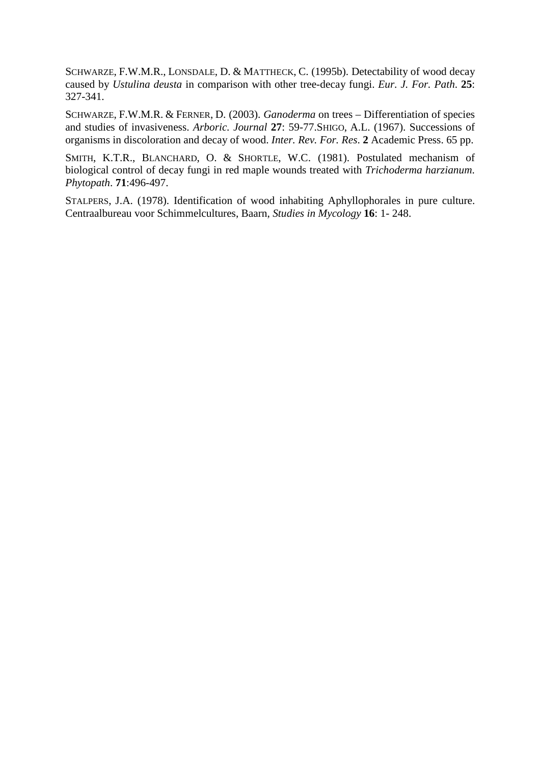SCHWARZE, F.W.M.R., LONSDALE, D. & MATTHECK, C. (1995b). Detectability of wood decay caused by *Ustulina deusta* in comparison with other tree-decay fungi. *Eur. J. For. Path.* **25**: 327-341.

SCHWARZE, F.W.M.R. & FERNER, D. (2003). *Ganoderma* on trees – Differentiation of species and studies of invasiveness. *Arboric. Journal* **27**: 59-77.SHIGO, A.L. (1967). Successions of organisms in discoloration and decay of wood. *Inter. Rev. For. Res*. **2** Academic Press. 65 pp.

SMITH, K.T.R., BLANCHARD, O. & SHORTLE, W.C. (1981). Postulated mechanism of biological control of decay fungi in red maple wounds treated with *Trichoderma harzianum*. *Phytopath*. **71**:496-497.

STALPERS, J.A. (1978). Identification of wood inhabiting Aphyllophorales in pure culture. Centraalbureau voor Schimmelcultures, Baarn, *Studies in Mycology* **16**: 1- 248.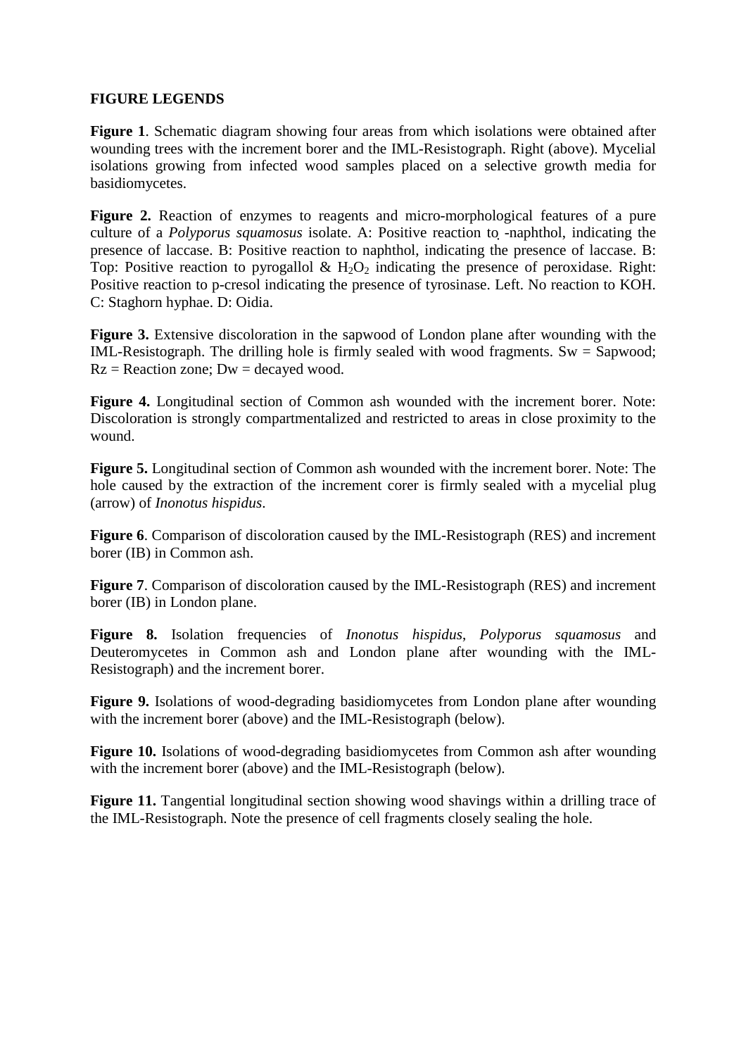**FIGURE LEGENDS**

**Figure 1**. Schematic diagram showing four areas from which isolations were obtained after wounding trees with the increment borer and the IML-Resistograph. Right (above). Mycelial isolations growing from infected wood samples placed on a selective growth media for basidiomycetes.

**Figure 2.** Reaction of enzymes to reagents and micro-morphological features of a pure culture of a *Polyporus squamosus* isolate. A: Positive reaction to -naphthol, indicating the presence of laccase. B: Positive reaction to naphthol, indicating the presence of laccase. B: Top: Positive reaction to pyrogallol & $H_2O_2$ indicating the presence of peroxidase. Right: Positive reaction to p-cresol indicating the presence of tyrosinase. Left. No reaction to KOH. C: Staghorn hyphae. D: Oidia.

**Figure 3.** Extensive discoloration in the sapwood of London plane after wounding with the IML-Resistograph. The drilling hole is firmly sealed with wood fragments. Sw = Sapwood; Rz = Reaction zone; Dw = decayed wood.

**Figure 4.** Longitudinal section of Common ash wounded with the increment borer. Note: Discoloration is strongly compartmentalized and restricted to areas in close proximity to the wound.

**Figure 5.** Longitudinal section of Common ash wounded with the increment borer. Note: The hole caused by the extraction of the increment corer is firmly sealed with a mycelial plug (arrow) of *Inonotus hispidus*.

**Figure 6**. Comparison of discoloration caused by the IML-Resistograph (RES) and increment borer (IB) in Common ash.

**Figure 7**. Comparison of discoloration caused by the IML-Resistograph (RES) and increment borer (IB) in London plane.

**Figure 8.** Isolation frequencies of *Inonotus hispidus*, *Polyporus squamosus* and Deuteromycetes in Common ash and London plane after wounding with the IML-Resistograph) and the increment borer.

**Figure 9.** Isolations of wood-degrading basidiomycetes from London plane after wounding with the increment borer (above) and the IML-Resistograph (below).

**Figure 10.** Isolations of wood-degrading basidiomycetes from Common ash after wounding with the increment borer (above) and the IML-Resistograph (below).

**Figure 11.** Tangential longitudinal section showing wood shavings within a drilling trace of the IML-Resistograph. Note the presence of cell fragments closely sealing the hole.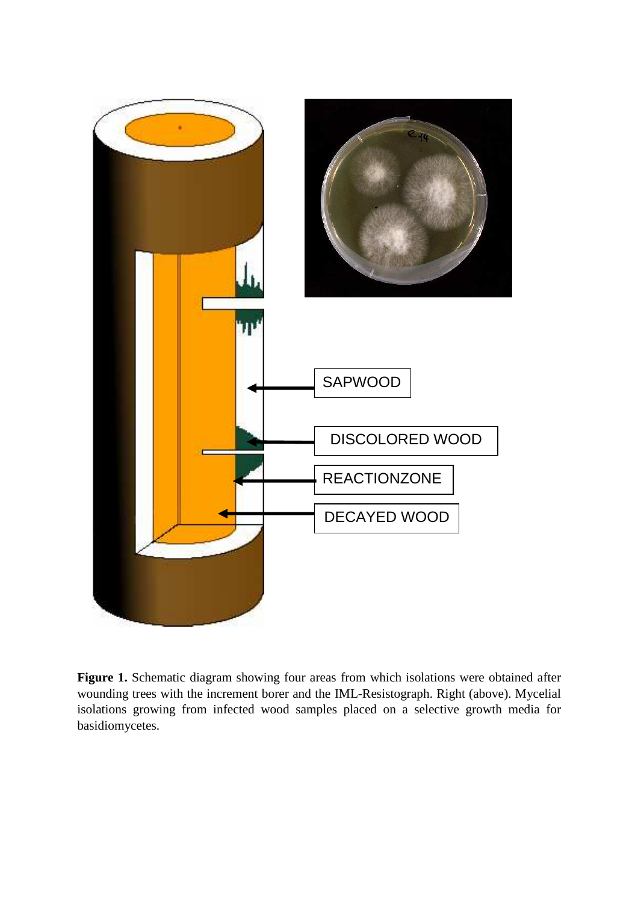SAPWOOD

DISCOLORED WOOD

REACTIONZONE

DECAYED WOOD

**Figure 1.** Schematic diagram showing four areas from which isolations were obtained after wounding trees with the increment borer and the IML-Resistograph. Right (above). Mycelial isolations growing from infected wood samples placed on a selective growth media for basidiomycetes.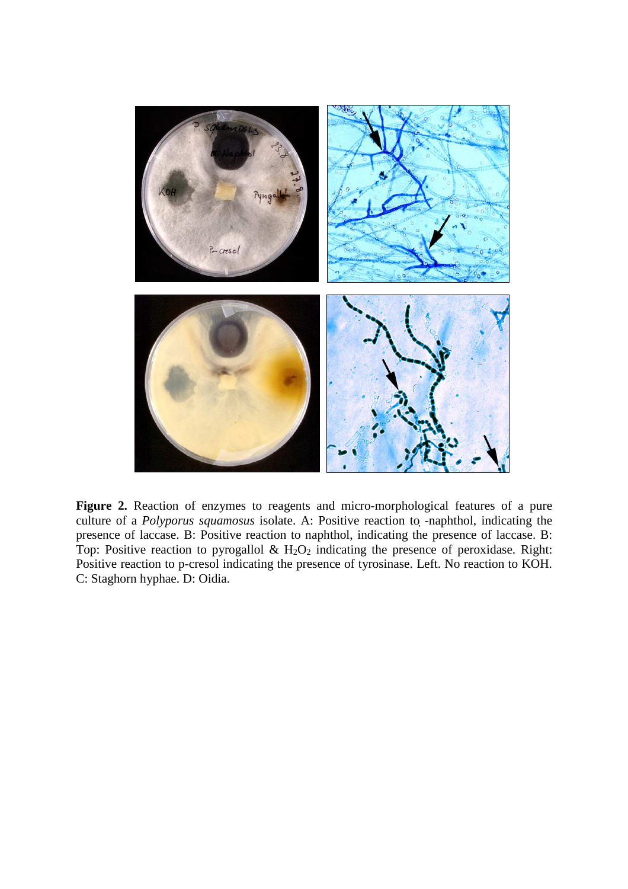**Figure 2.** Reaction of enzymes to reagents and micro-morphological features of a pure culture of a *Polyporus squamosus* isolate. A: Positive reaction to -naphthol, indicating the presence of laccase. B: Positive reaction to naphthol, indicating the presence of laccase. B: Top: Positive reaction to pyrogallol & $H_2O_2$ indicating the presence of peroxidase. Right: Positive reaction to p-cresol indicating the presence of tyrosinase. Left. No reaction to KOH. C: Staghorn hyphae. D: Oidia.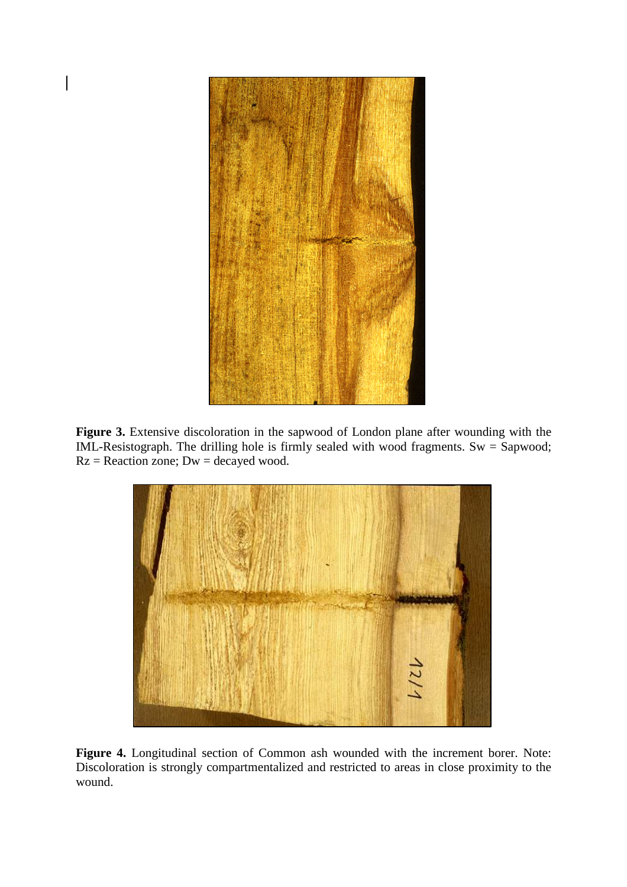**Figure 3.** Extensive discoloration in the sapwood of London plane after wounding with the IML-Resistograph. The drilling hole is firmly sealed with wood fragments. Sw = Sapwood; Rz = Reaction zone; Dw = decayed wood.

**Figure 4.** Longitudinal section of Common ash wounded with the increment borer. Note: Discoloration is strongly compartmentalized and restricted to areas in close proximity to the wound.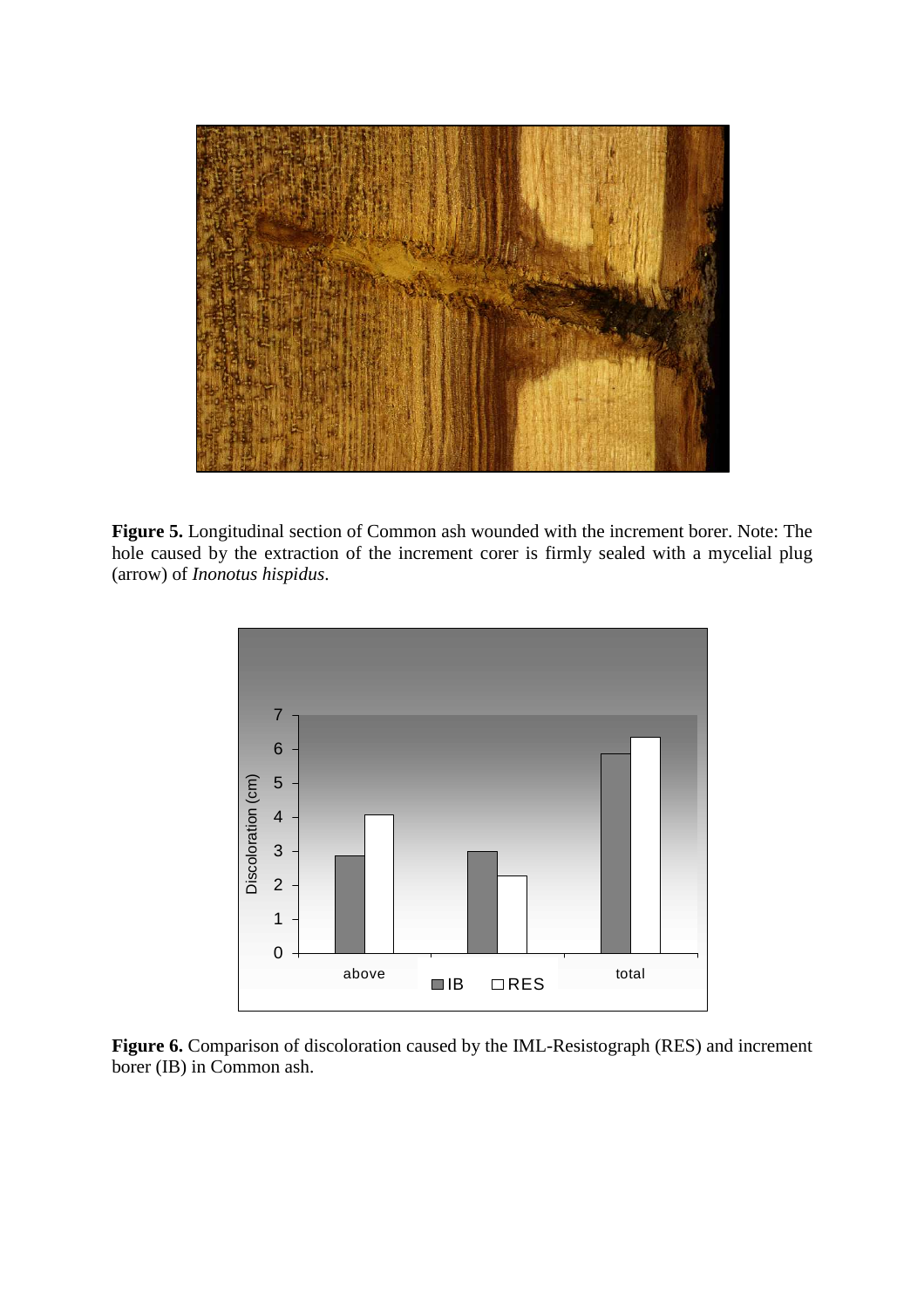**Figure 5.** Longitudinal section of Common ash wounded with the increment borer. Note: The hole caused by the extraction of the increment corer is firmly sealed with a mycelial plug (arrow) of *Inonotus hispidus*.

**Figure 6.** Comparison of discoloration caused by the IML-Resistograph (RES) and increment borer (IB) in Common ash.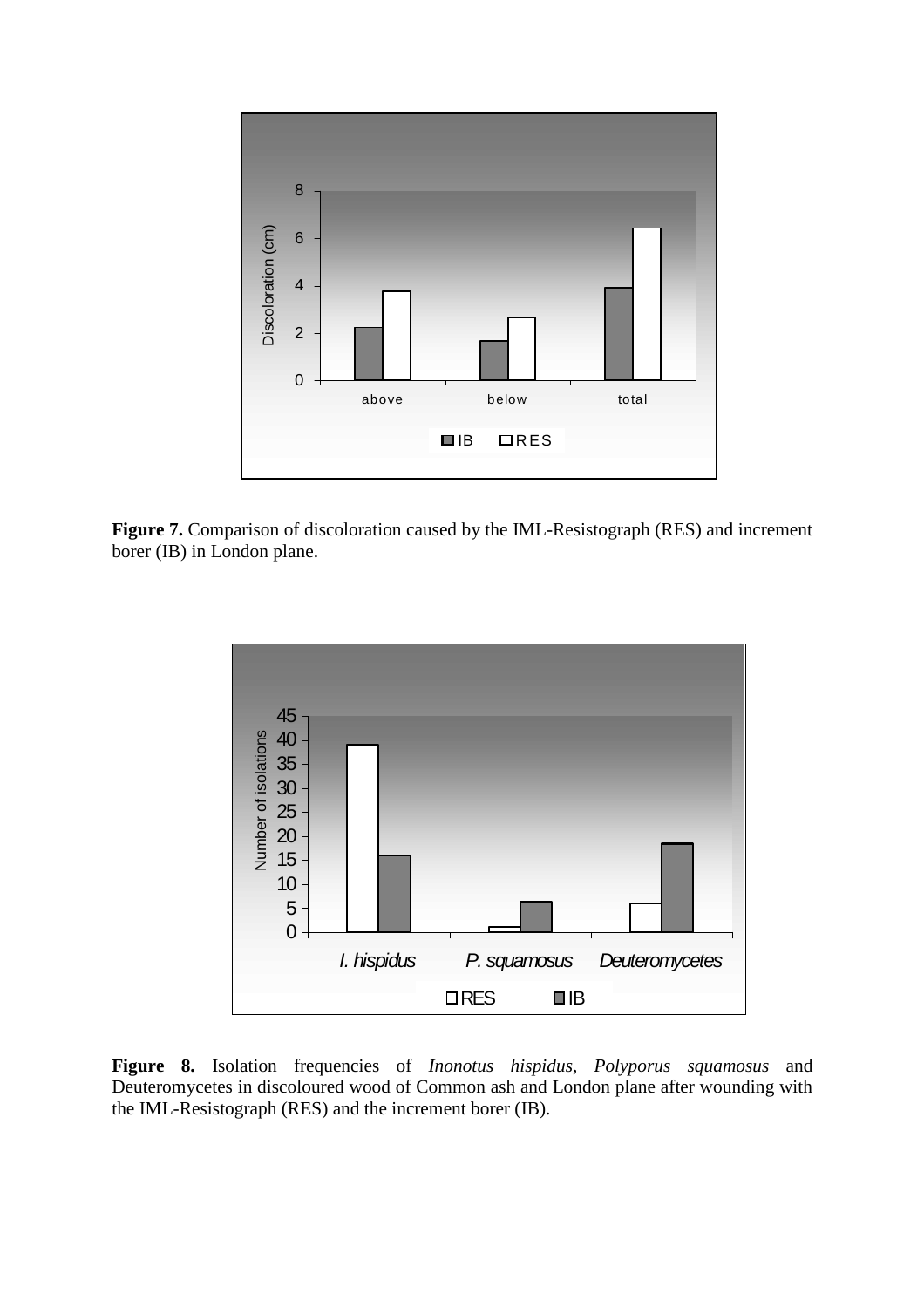**Figure 7.** Comparison of discoloration caused by the IML-Resistograph (RES) and increment borer (IB) in London plane.

**Figure 8.** Isolation frequencies of *Inonotus hispidus*, *Polyporus squamosus* and Deuteromycetes in discoloured wood of Common ash and London plane after wounding with the IML-Resistograph (RES) and the increment borer (IB).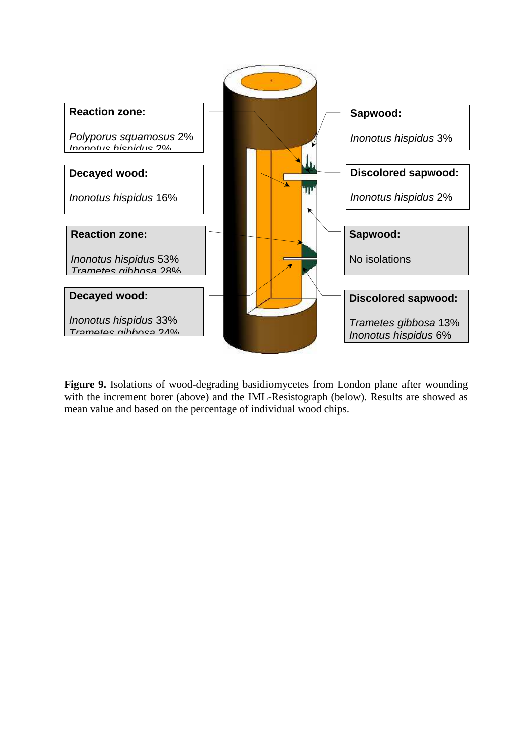**Reaction zone:**

*Polyporus squamosus* 2%
*Inonotus hispidus* 2%

**Decayed wood:**

*Inonotus hispidus* 16%

**Reaction zone:**

*Inonotus hispidus* 53%
*Trametes gibbosa* 28%

**Decayed wood:**

*Inonotus hispidus* 33%
*Trametes gibbosa* 24%

**Sapwood:**

*Inonotus hispidus* 3%

**Discolored sapwood:**

*Inonotus hispidus* 2%

**Sapwood:**

No isolations

**Discolored sapwood:**

*Trametes gibbosa* 13%
*Inonotus hispidus* 6%

**Figure 9.** Isolations of wood-degrading basidiomycetes from London plane after wounding with the increment borer (above) and the IML-Resistograph (below). Results are showed as mean value and based on the percentage of individual wood chips.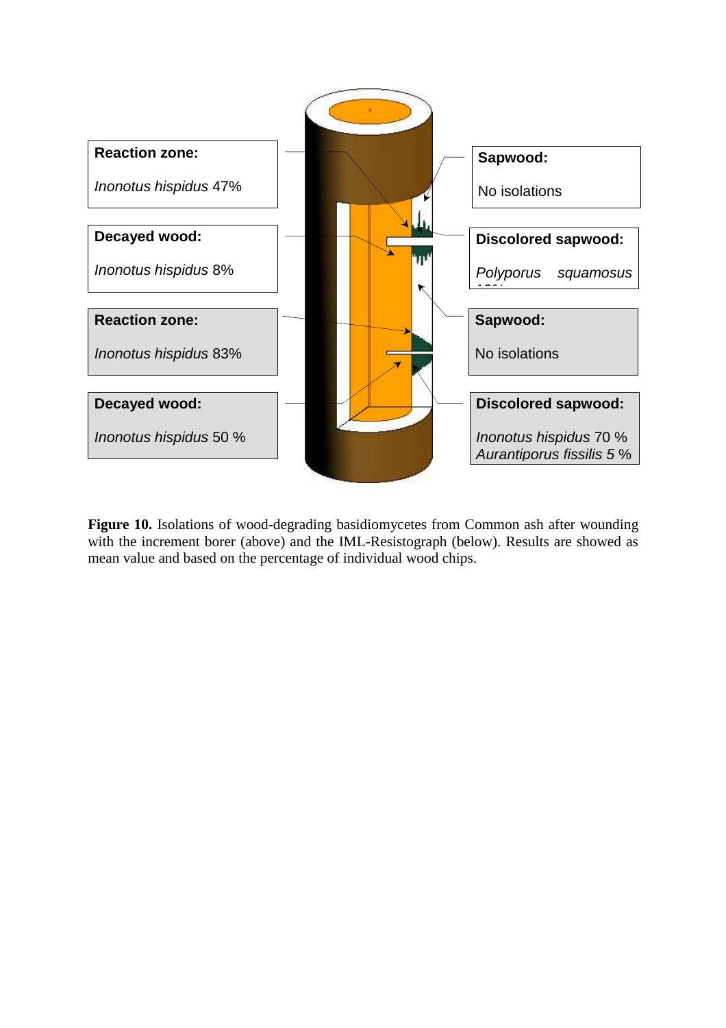**Reaction zone:**

*Inonotus hispidus* 47%

**Decayed wood:**

*Inonotus hispidus* 8%

**Reaction zone:**

*Inonotus hispidus* 83%

**Decayed wood:**

*Inonotus hispidus* 50 %

**Sapwood:**

No isolations

**Discolored sapwood:**

*Polyporus squamosus* 10%

**Sapwood:**

No isolations

**Discolored sapwood:**

*Inonotus hispidus* 70 %
*Aurantiporus fissilis 5* %

**Figure 10.** Isolations of wood-degrading basidiomycetes from Common ash after wounding with the increment borer (above) and the IML-Resistograph (below). Results are showed as mean value and based on the percentage of individual wood chips.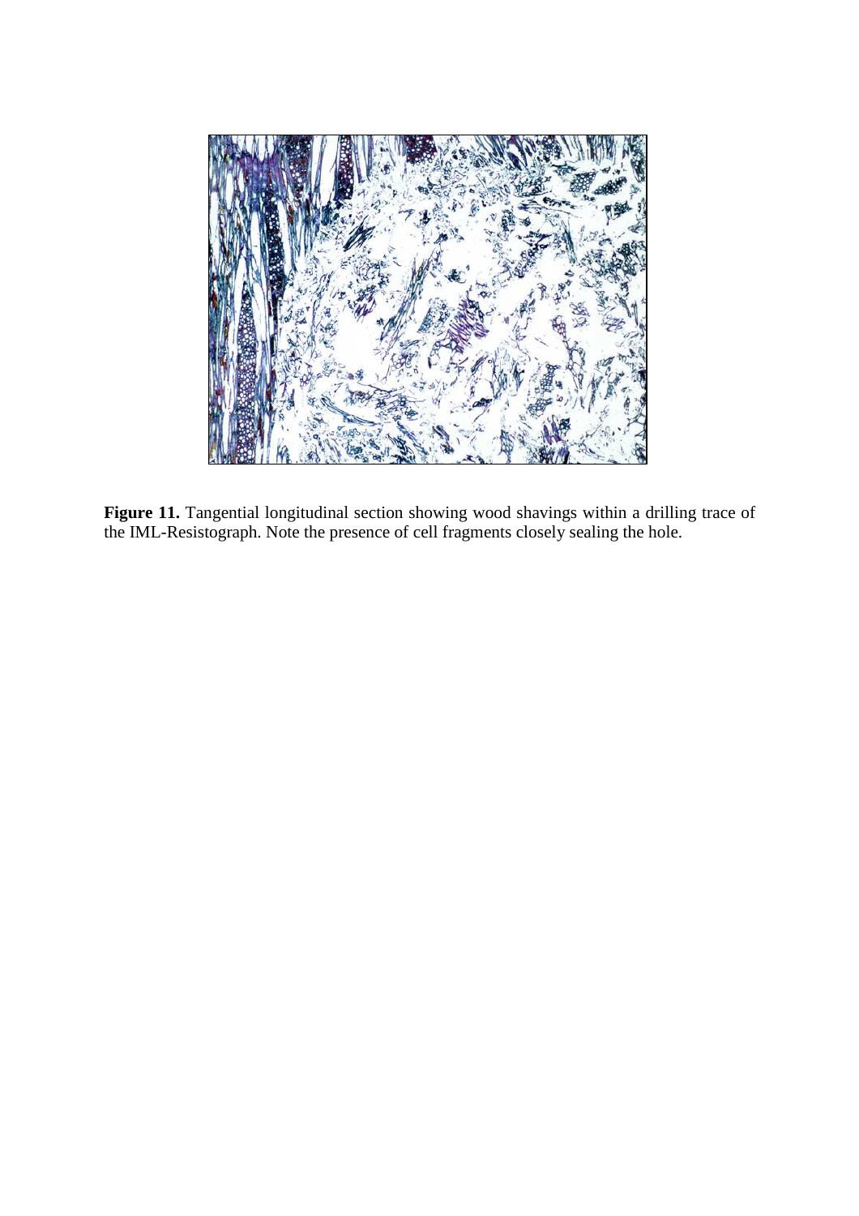**Figure 11.** Tangential longitudinal section showing wood shavings within a drilling trace of the IML-Resistograph. Note the presence of cell fragments closely sealing the hole.